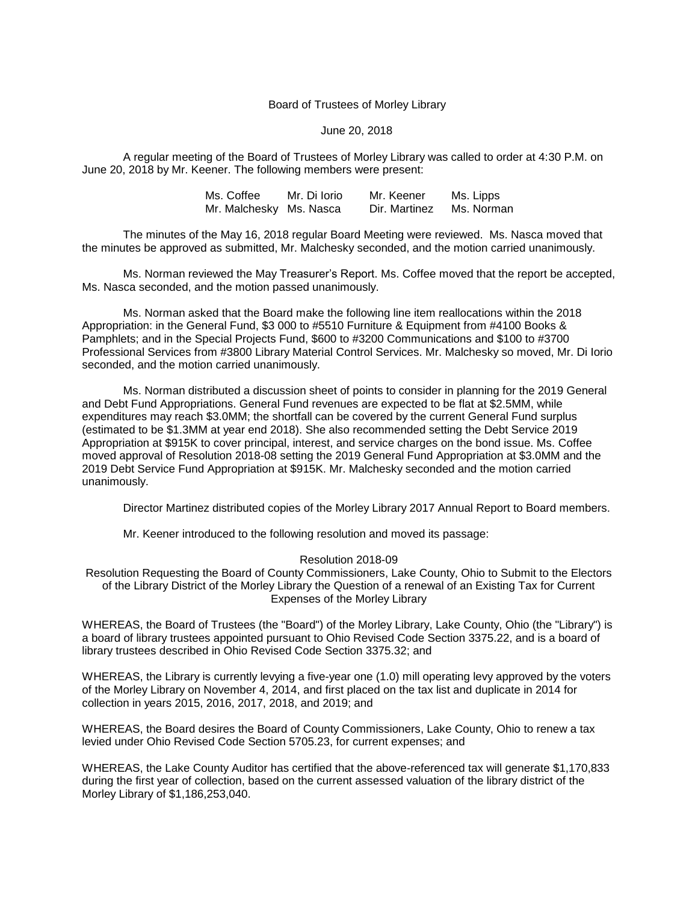Board of Trustees of Morley Library

June 20, 2018

A regular meeting of the Board of Trustees of Morley Library was called to order at 4:30 P.M. on June 20, 2018 by Mr. Keener. The following members were present:

| | | | |
|---|---|---|---|
| Ms. Coffee | Mr. Di Iorio | Mr. Keener | Ms. Lipps |
| Mr. Malchesky | Ms. Nasca | Dir. Martinez | Ms. Norman |

The minutes of the May 16, 2018 regular Board Meeting were reviewed. Ms. Nasca moved that the minutes be approved as submitted, Mr. Malchesky seconded, and the motion carried unanimously.

Ms. Norman reviewed the May Treasurer's Report. Ms. Coffee moved that the report be accepted, Ms. Nasca seconded, and the motion passed unanimously.

Ms. Norman asked that the Board make the following line item reallocations within the 2018 Appropriation: in the General Fund, $3 000 to #5510 Furniture & Equipment from #4100 Books & Pamphlets; and in the Special Projects Fund, $600 to #3200 Communications and $100 to #3700 Professional Services from #3800 Library Material Control Services. Mr. Malchesky so moved, Mr. Di Iorio seconded, and the motion carried unanimously.

Ms. Norman distributed a discussion sheet of points to consider in planning for the 2019 General and Debt Fund Appropriations. General Fund revenues are expected to be flat at $2.5MM, while expenditures may reach $3.0MM; the shortfall can be covered by the current General Fund surplus (estimated to be $1.3MM at year end 2018). She also recommended setting the Debt Service 2019 Appropriation at $915K to cover principal, interest, and service charges on the bond issue. Ms. Coffee moved approval of Resolution 2018-08 setting the 2019 General Fund Appropriation at $3.0MM and the 2019 Debt Service Fund Appropriation at $915K. Mr. Malchesky seconded and the motion carried unanimously.

Director Martinez distributed copies of the Morley Library 2017 Annual Report to Board members.

Mr. Keener introduced to the following resolution and moved its passage:

Resolution 2018-09

Resolution Requesting the Board of County Commissioners, Lake County, Ohio to Submit to the Electors of the Library District of the Morley Library the Question of a renewal of an Existing Tax for Current Expenses of the Morley Library

WHEREAS, the Board of Trustees (the "Board") of the Morley Library, Lake County, Ohio (the "Library") is a board of library trustees appointed pursuant to Ohio Revised Code Section 3375.22, and is a board of library trustees described in Ohio Revised Code Section 3375.32; and

WHEREAS, the Library is currently levying a five-year one (1.0) mill operating levy approved by the voters of the Morley Library on November 4, 2014, and first placed on the tax list and duplicate in 2014 for collection in years 2015, 2016, 2017, 2018, and 2019; and

WHEREAS, the Board desires the Board of County Commissioners, Lake County, Ohio to renew a tax levied under Ohio Revised Code Section 5705.23, for current expenses; and

WHEREAS, the Lake County Auditor has certified that the above-referenced tax will generate $1,170,833 during the first year of collection, based on the current assessed valuation of the library district of the Morley Library of $1,186,253,040.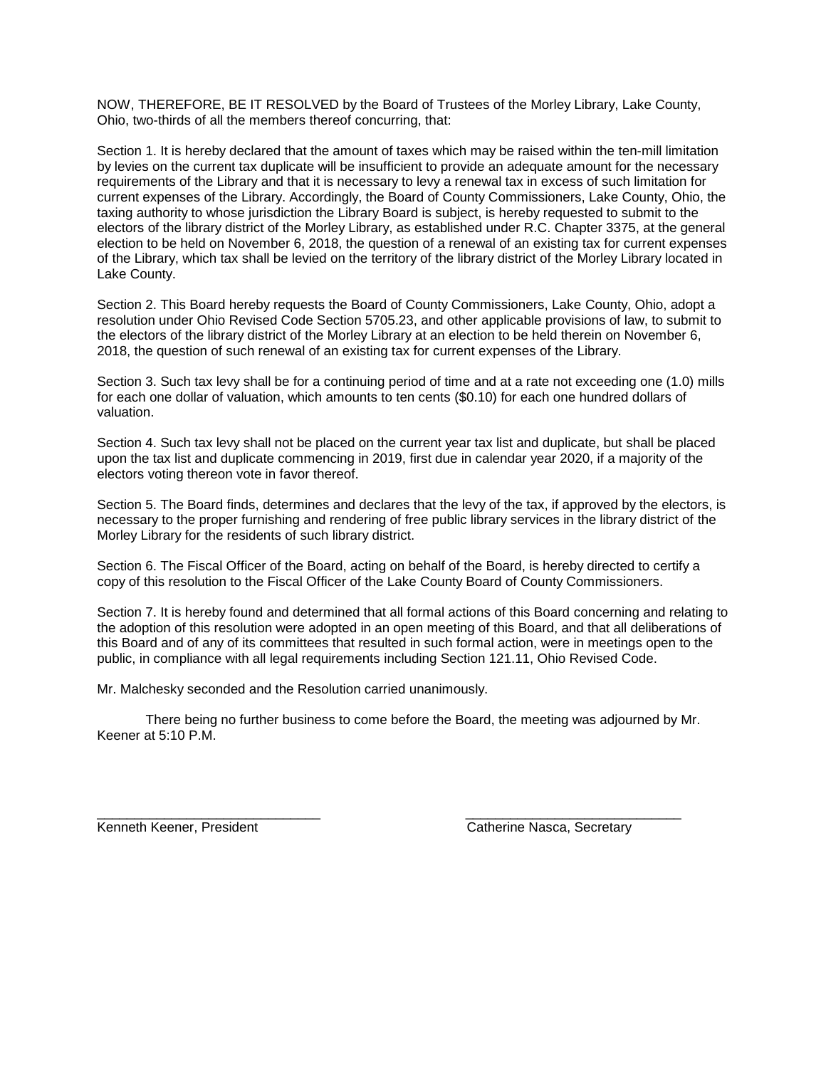NOW, THEREFORE, BE IT RESOLVED by the Board of Trustees of the Morley Library, Lake County, Ohio, two-thirds of all the members thereof concurring, that:

Section 1. It is hereby declared that the amount of taxes which may be raised within the ten-mill limitation by levies on the current tax duplicate will be insufficient to provide an adequate amount for the necessary requirements of the Library and that it is necessary to levy a renewal tax in excess of such limitation for current expenses of the Library. Accordingly, the Board of County Commissioners, Lake County, Ohio, the taxing authority to whose jurisdiction the Library Board is subject, is hereby requested to submit to the electors of the library district of the Morley Library, as established under R.C. Chapter 3375, at the general election to be held on November 6, 2018, the question of a renewal of an existing tax for current expenses of the Library, which tax shall be levied on the territory of the library district of the Morley Library located in Lake County.

Section 2. This Board hereby requests the Board of County Commissioners, Lake County, Ohio, adopt a resolution under Ohio Revised Code Section 5705.23, and other applicable provisions of law, to submit to the electors of the library district of the Morley Library at an election to be held therein on November 6, 2018, the question of such renewal of an existing tax for current expenses of the Library.

Section 3. Such tax levy shall be for a continuing period of time and at a rate not exceeding one (1.0) mills for each one dollar of valuation, which amounts to ten cents ($0.10) for each one hundred dollars of valuation.

Section 4. Such tax levy shall not be placed on the current year tax list and duplicate, but shall be placed upon the tax list and duplicate commencing in 2019, first due in calendar year 2020, if a majority of the electors voting thereon vote in favor thereof.

Section 5. The Board finds, determines and declares that the levy of the tax, if approved by the electors, is necessary to the proper furnishing and rendering of free public library services in the library district of the Morley Library for the residents of such library district.

Section 6. The Fiscal Officer of the Board, acting on behalf of the Board, is hereby directed to certify a copy of this resolution to the Fiscal Officer of the Lake County Board of County Commissioners.

Section 7. It is hereby found and determined that all formal actions of this Board concerning and relating to the adoption of this resolution were adopted in an open meeting of this Board, and that all deliberations of this Board and of any of its committees that resulted in such formal action, were in meetings open to the public, in compliance with all legal requirements including Section 121.11, Ohio Revised Code.

Mr. Malchesky seconded and the Resolution carried unanimously.

There being no further business to come before the Board, the meeting was adjourned by Mr. Keener at 5:10 P.M.

______________________________ Kenneth Keener, President

______________________________ Catherine Nasca, Secretary